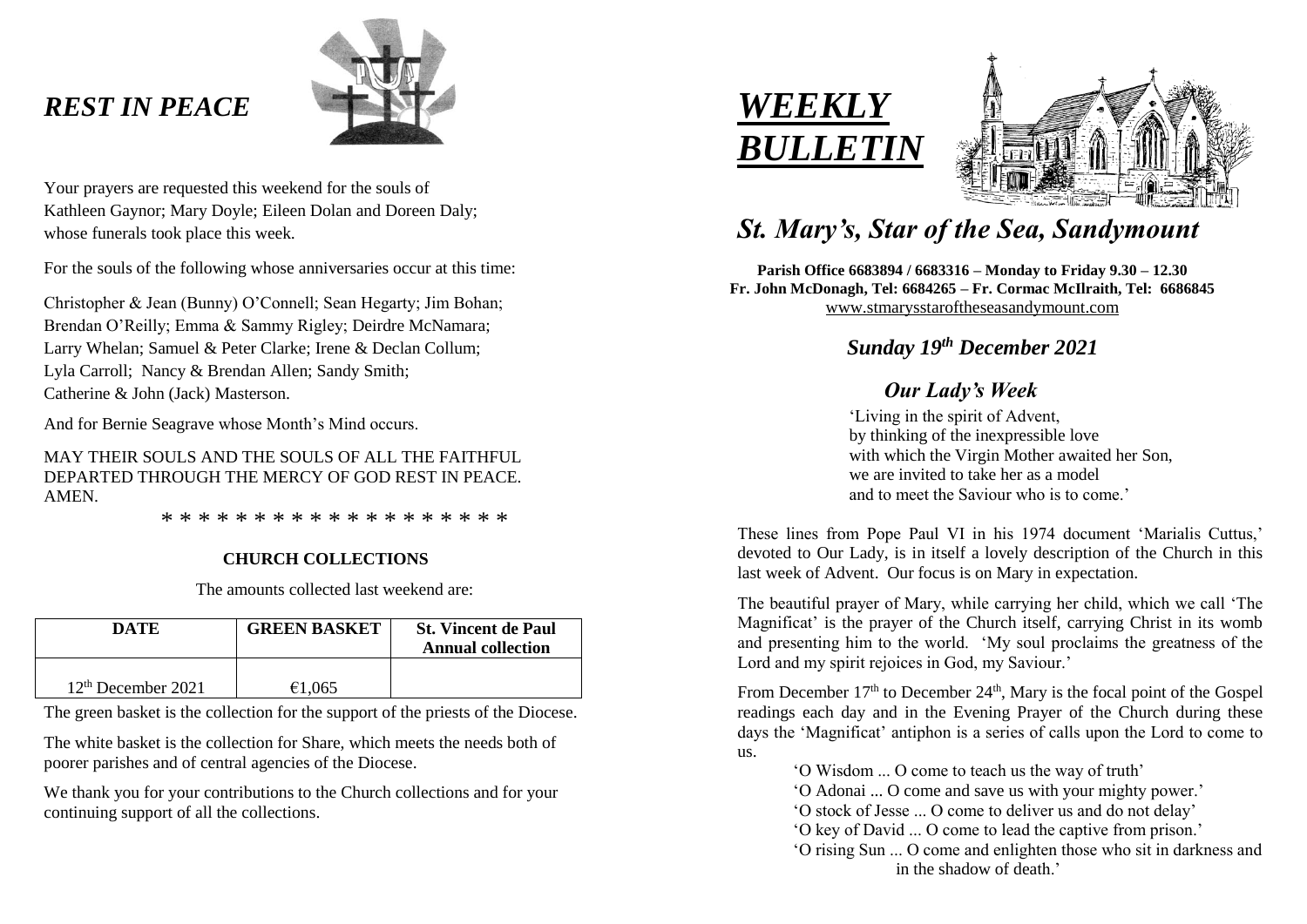# *REST IN PEACE*

Your prayers are requested this weekend for the souls of Kathleen Gaynor; Mary Doyle; Eileen Dolan and Doreen Daly; whose funerals took place this week.

For the souls of the following whose anniversaries occur at this time:

Christopher & Jean (Bunny) O'Connell; Sean Hegarty; Jim Bohan; Brendan O'Reilly; Emma & Sammy Rigley; Deirdre McNamara; Larry Whelan; Samuel & Peter Clarke; Irene & Declan Collum; Lyla Carroll; Nancy & Brendan Allen; Sandy Smith; Catherine & John (Jack) Masterson.

And for Bernie Seagrave whose Month's Mind occurs.

MAY THEIR SOULS AND THE SOULS OF ALL THE FAITHFUL DEPARTED THROUGH THE MERCY OF GOD REST IN PEACE. AMEN.

\* \* \* \* \* \* \* \* \* \* \* \* \* \* \* \* \* \* \*

**CHURCH COLLECTIONS**

The amounts collected last weekend are:

| DATE | GREEN BASKET | St. Vincent de Paul Annual collection |
|---|---|---|
| 12th December 2021 | €1,065 | |

The green basket is the collection for the support of the priests of the Diocese.

The white basket is the collection for Share, which meets the needs both of poorer parishes and of central agencies of the Diocese.

We thank you for your contributions to the Church collections and for your continuing support of all the collections.

# *WEEKLY BULLETIN*

## *St. Mary's, Star of the Sea, Sandymount*

**Parish Office 6683894 / 6683316 – Monday to Friday 9.30 – 12.30**
**Fr. John McDonagh, Tel: 6684265 – Fr. Cormac McIlraith, Tel: 6686845**
www.stmarysstaroftheseasandymount.com

### *Sunday 19th December 2021*

### *Our Lady's Week*

'Living in the spirit of Advent,
by thinking of the inexpressible love
with which the Virgin Mother awaited her Son,
we are invited to take her as a model
and to meet the Saviour who is to come.'

These lines from Pope Paul VI in his 1974 document 'Marialis Cuttus,' devoted to Our Lady, is in itself a lovely description of the Church in this last week of Advent. Our focus is on Mary in expectation.

The beautiful prayer of Mary, while carrying her child, which we call 'The Magnificat' is the prayer of the Church itself, carrying Christ in its womb and presenting him to the world. 'My soul proclaims the greatness of the Lord and my spirit rejoices in God, my Saviour.'

From December 17th to December 24th, Mary is the focal point of the Gospel readings each day and in the Evening Prayer of the Church during these days the 'Magnificat' antiphon is a series of calls upon the Lord to come to us.

'O Wisdom ... O come to teach us the way of truth'
'O Adonai ... O come and save us with your mighty power.'
'O stock of Jesse ... O come to deliver us and do not delay'
'O key of David ... O come to lead the captive from prison.'
'O rising Sun ... O come and enlighten those who sit in darkness and in the shadow of death.'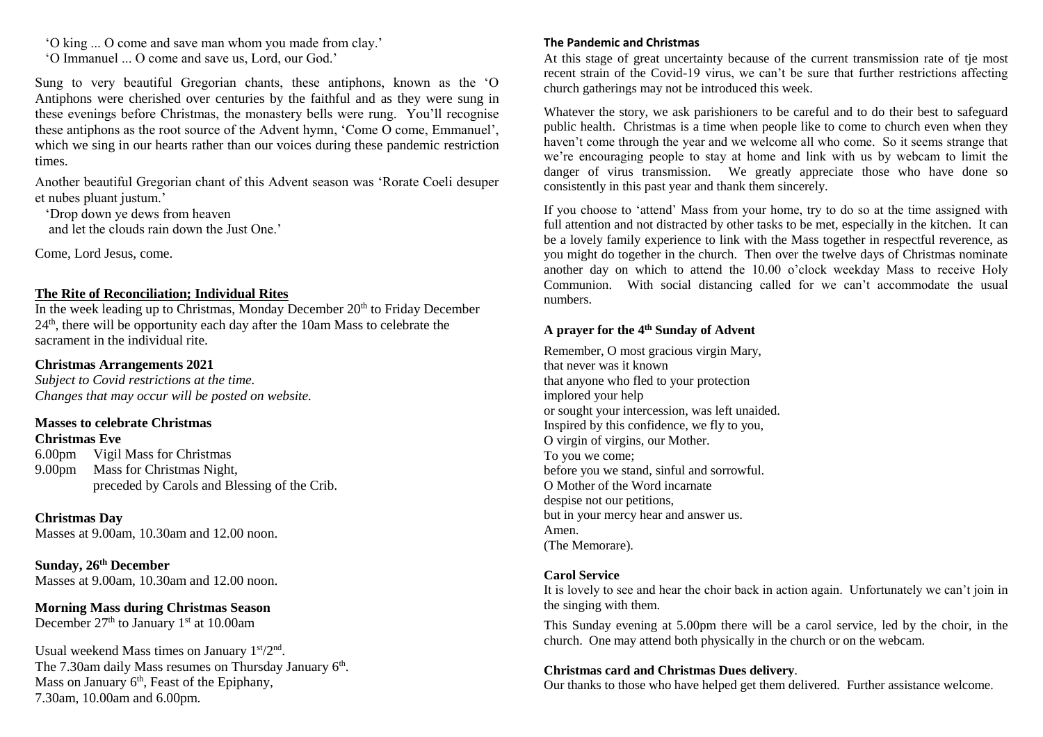'O king ... O come and save man whom you made from clay.'
'O Immanuel ... O come and save us, Lord, our God.'

Sung to very beautiful Gregorian chants, these antiphons, known as the 'O Antiphons were cherished over centuries by the faithful and as they were sung in these evenings before Christmas, the monastery bells were rung. You'll recognise these antiphons as the root source of the Advent hymn, 'Come O come, Emmanuel', which we sing in our hearts rather than our voices during these pandemic restriction times.

Another beautiful Gregorian chant of this Advent season was 'Rorate Coeli desuper et nubes pluant justum.'

'Drop down ye dews from heaven
and let the clouds rain down the Just One.'

Come, Lord Jesus, come.

### The Rite of Reconciliation; Individual Rites

In the week leading up to Christmas, Monday December 20th to Friday December 24th, there will be opportunity each day after the 10am Mass to celebrate the sacrament in the individual rite.

### Christmas Arrangements 2021

*Subject to Covid restrictions at the time.*
*Changes that may occur will be posted on website.*

### Masses to celebrate Christmas

**Christmas Eve**

6.00pm Vigil Mass for Christmas
9.00pm Mass for Christmas Night,
preceded by Carols and Blessing of the Crib.

**Christmas Day**

Masses at 9.00am, 10.30am and 12.00 noon.

**Sunday, 26th December**

Masses at 9.00am, 10.30am and 12.00 noon.

**Morning Mass during Christmas Season**

December 27th to January 1st at 10.00am

Usual weekend Mass times on January 1st/2nd.
The 7.30am daily Mass resumes on Thursday January 6th.
Mass on January 6th, Feast of the Epiphany,
7.30am, 10.00am and 6.00pm.

### The Pandemic and Christmas

At this stage of great uncertainty because of the current transmission rate of tje most recent strain of the Covid-19 virus, we can't be sure that further restrictions affecting church gatherings may not be introduced this week.

Whatever the story, we ask parishioners to be careful and to do their best to safeguard public health. Christmas is a time when people like to come to church even when they haven't come through the year and we welcome all who come. So it seems strange that we're encouraging people to stay at home and link with us by webcam to limit the danger of virus transmission. We greatly appreciate those who have done so consistently in this past year and thank them sincerely.

If you choose to 'attend' Mass from your home, try to do so at the time assigned with full attention and not distracted by other tasks to be met, especially in the kitchen. It can be a lovely family experience to link with the Mass together in respectful reverence, as you might do together in the church. Then over the twelve days of Christmas nominate another day on which to attend the 10.00 o'clock weekday Mass to receive Holy Communion. With social distancing called for we can't accommodate the usual numbers.

### A prayer for the 4th Sunday of Advent

Remember, O most gracious virgin Mary,
that never was it known
that anyone who fled to your protection
implored your help
or sought your intercession, was left unaided.
Inspired by this confidence, we fly to you,
O virgin of virgins, our Mother.
To you we come;
before you we stand, sinful and sorrowful.
O Mother of the Word incarnate
despise not our petitions,
but in your mercy hear and answer us.
Amen.
(The Memorare).

### Carol Service

It is lovely to see and hear the choir back in action again. Unfortunately we can't join in the singing with them.

This Sunday evening at 5.00pm there will be a carol service, led by the choir, in the church. One may attend both physically in the church or on the webcam.

### Christmas card and Christmas Dues delivery.

Our thanks to those who have helped get them delivered. Further assistance welcome.